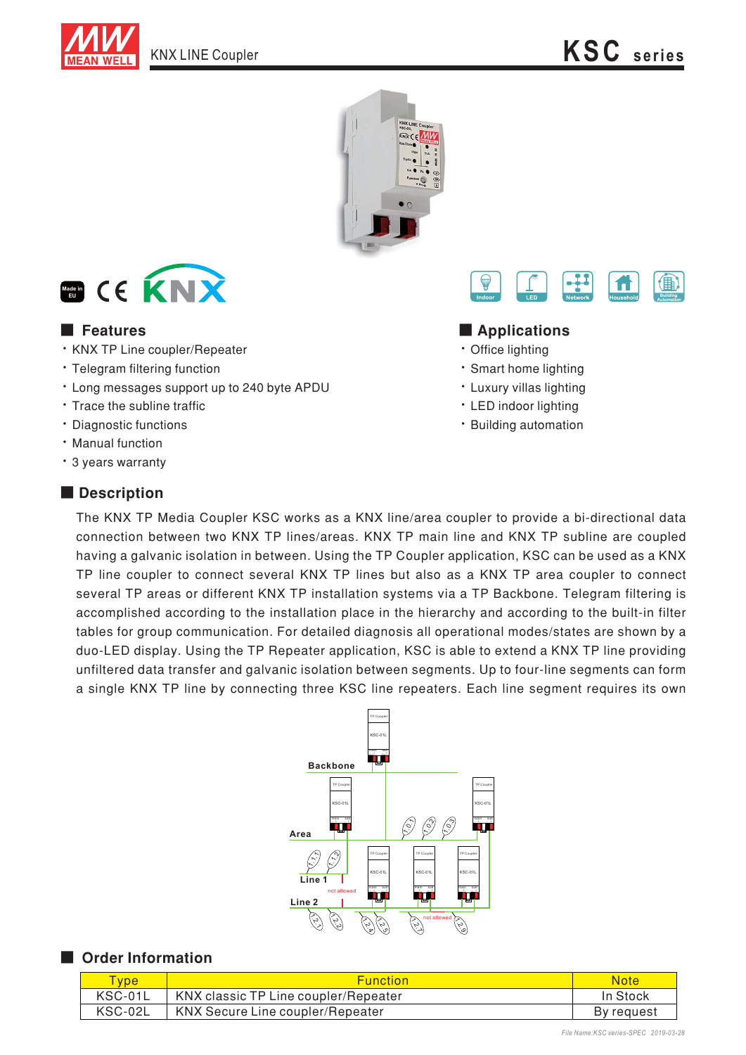KNX LINE Coupler

# KSC series

## Features

- KNX TP Line coupler/Repeater
- Telegram filtering function
- Long messages support up to 240 byte APDU
- Trace the subline traffic
- Diagnostic functions
- Manual function
- 3 years warranty

## Applications

- Office lighting
- Smart home lighting
- Luxury villas lighting
- LED indoor lighting
- Building automation

## Description

The KNX TP Media Coupler KSC works as a KNX line/area coupler to provide a bi-directional data connection between two KNX TP lines/areas. KNX TP main line and KNX TP subline are coupled having a galvanic isolation in between. Using the TP Coupler application, KSC can be used as a KNX TP line coupler to connect several KNX TP lines but also as a KNX TP area coupler to connect several TP areas or different KNX TP installation systems via a TP Backbone. Telegram filtering is accomplished according to the installation place in the hierarchy and according to the built-in filter tables for group communication. For detailed diagnosis all operational modes/states are shown by a duo-LED display. Using the TP Repeater application, KSC is able to extend a KNX TP line providing unfiltered data transfer and galvanic isolation between segments. Up to four-line segments can form a single KNX TP line by connecting three KSC line repeaters. Each line segment requires its own

## Order Information

| Type | Function | Note |
|---|---|---|
| KSC-01L | KNX classic TP Line coupler/Repeater | In Stock |
| KSC-02L | KNX Secure Line coupler/Repeater | By request |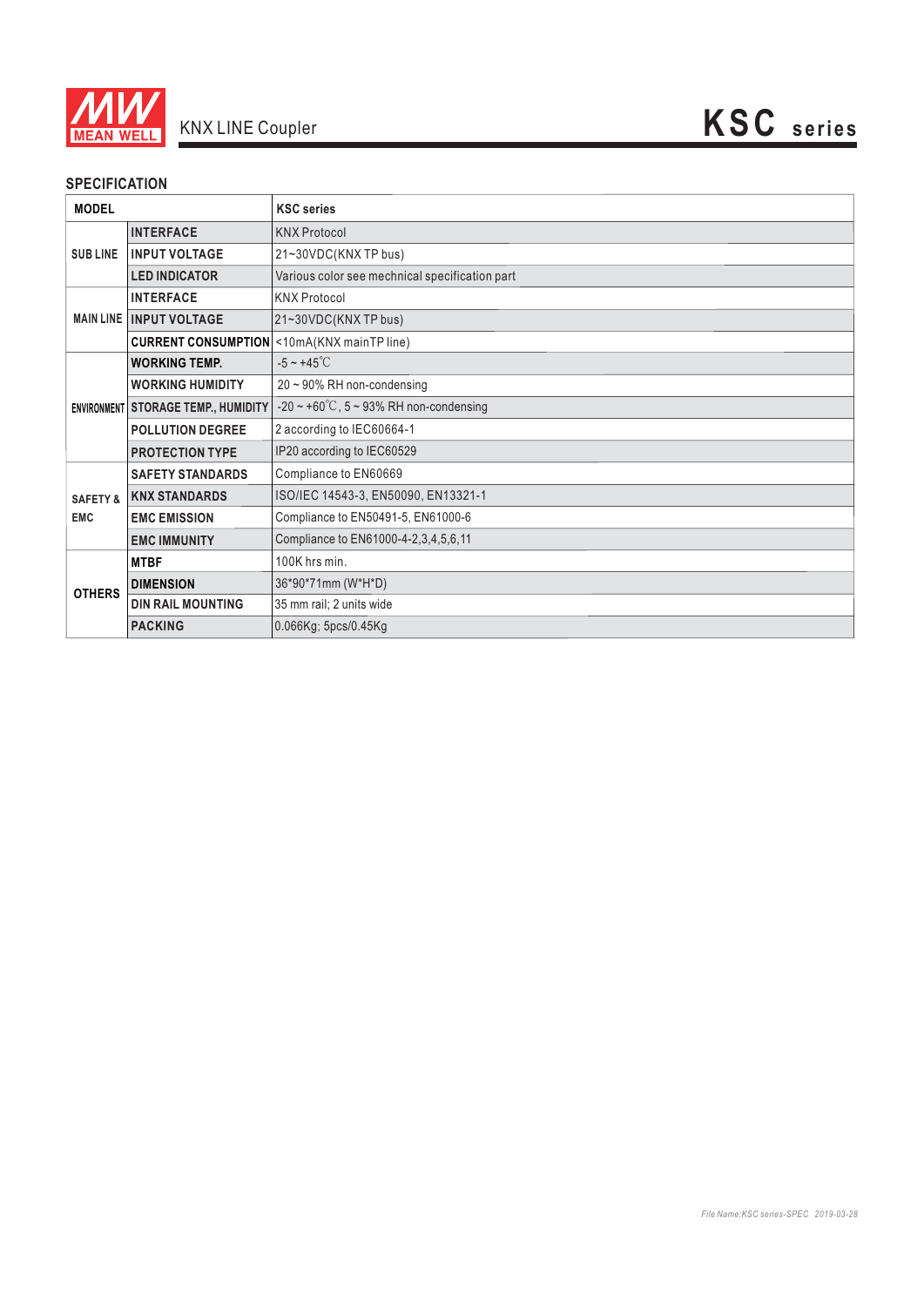## SPECIFICATION

| MODEL | | KSC series |
|---|---|---|
| SUB LINE | INTERFACE | KNX Protocol |
| | INPUT VOLTAGE | 21~30VDC(KNX TP bus) |
| | LED INDICATOR | Various color see mechnical specification part |
| MAIN LINE | INTERFACE | KNX Protocol |
| | INPUT VOLTAGE | 21~30VDC(KNX TP bus) |
| | CURRENT CONSUMPTION | <10mA(KNX mainTP line) |
| ENVIRONMENT | WORKING TEMP. | -5 ~ +45℃ |
| | WORKING HUMIDITY | 20 ~ 90% RH non-condensing |
| | STORAGE TEMP., HUMIDITY | -20 ~ +60℃, 5 ~ 93% RH non-condensing |
| | POLLUTION DEGREE | 2 according to IEC60664-1 |
| | PROTECTION TYPE | IP20 according to IEC60529 |
| SAFETY & EMC | SAFETY STANDARDS | Compliance to EN60669 |
| | KNX STANDARDS | ISO/IEC 14543-3, EN50090, EN13321-1 |
| | EMC EMISSION | Compliance to EN50491-5, EN61000-6 |
| | EMC IMMUNITY | Compliance to EN61000-4-2,3,4,5,6,11 |
| OTHERS | MTBF | 100K hrs min. |
| | DIMENSION | 36*90*71mm (W*H*D) |
| | DIN RAIL MOUNTING | 35 mm rail; 2 units wide |
| | PACKING | 0.066Kg; 5pcs/0.45Kg |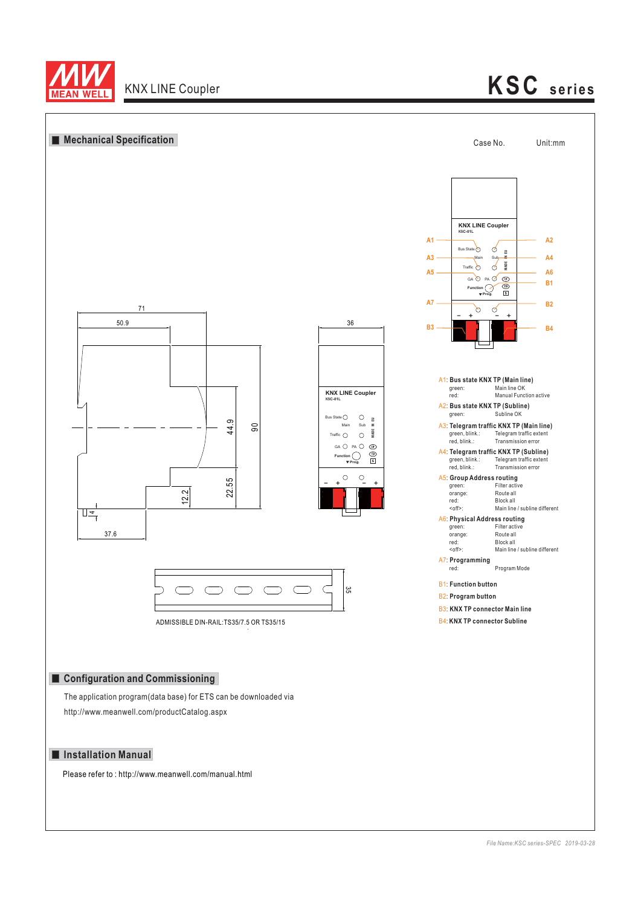## Mechanical Specification

Case No. Unit:mm

71
50.9
36
44.9
90
22.55
12.2
4
37.6
35

KNX LINE Coupler
KSC-01L

ADMISSIBLE DIN-RAIL:TS35/7.5 OR TS35/15

A1: **Bus state KNX TP (Main line)**
- green: Main line OK
- red: Manual Function active

A2: **Bus state KNX TP (Subline)**
- green: Subline OK

A3: **Telegram traffic KNX TP (Main line)**
- green, blink.: Telegram traffic extent
- red, blink.: Transmission error

A4: **Telegram traffic KNX TP (Subline)**
- green, blink.: Telegram traffic extent
- red, blink.: Transmission error

A5: **Group Address routing**
- green: Filter active
- orange: Route all
- red: Block all
- <off>: Main line / subline different

A6: **Physical Address routing**
- green: Filter active
- orange: Route all
- red: Block all
- <off>: Main line / subline different

A7: **Programming**
- red: Program Mode

B1: **Function button**

B2: **Program button**

B3: **KNX TP connector Main line**

B4: **KNX TP connector Subline**

## Configuration and Commissioning

The application program(data base) for ETS can be downloaded via
http://www.meanwell.com/productCatalog.aspx

## Installation Manual

Please refer to : http://www.meanwell.com/manual.html